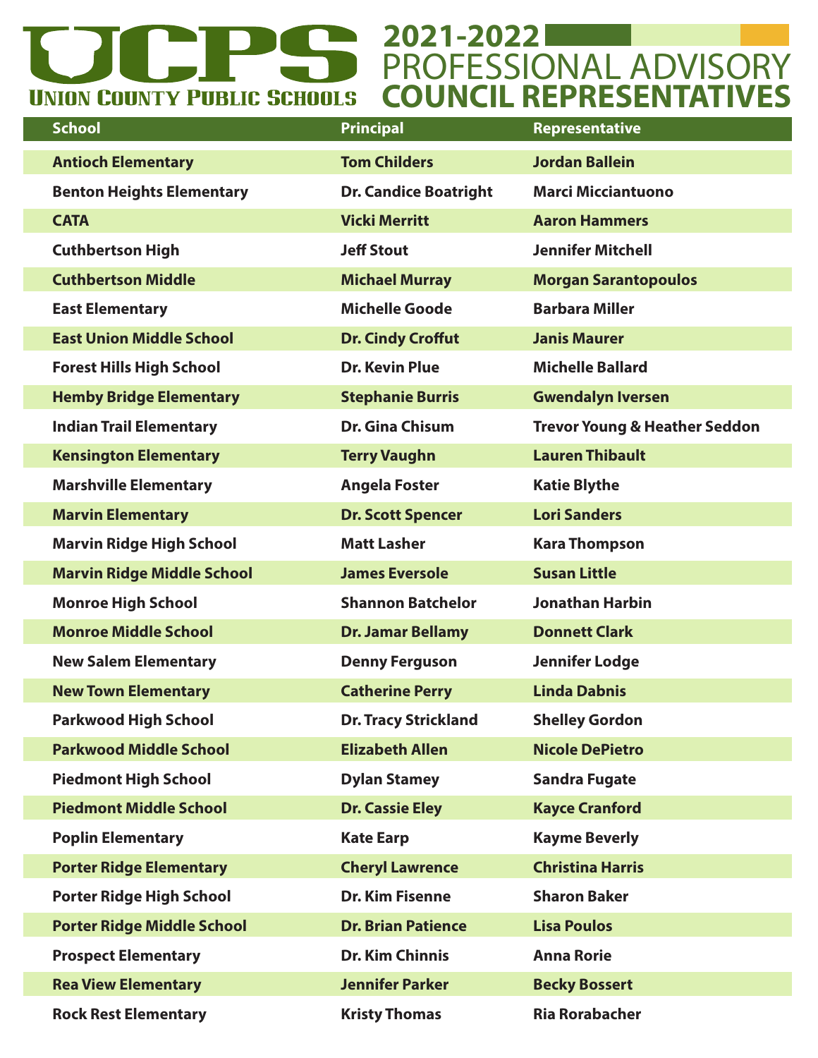# UCPS

Union County Public Schools

# 2021-2022 PROFESSIONAL ADVISORY COUNCIL REPRESENTATIVES

| School | Principal | Representative |
|---|---|---|
| Antioch Elementary | Tom Childers | Jordan Ballein |
| Benton Heights Elementary | Dr. Candice Boatright | Marci Micciantuono |
| CATA | Vicki Merritt | Aaron Hammers |
| Cuthbertson High | Jeff Stout | Jennifer Mitchell |
| Cuthbertson Middle | Michael Murray | Morgan Sarantopoulos |
| East Elementary | Michelle Goode | Barbara Miller |
| East Union Middle School | Dr. Cindy Croffut | Janis Maurer |
| Forest Hills High School | Dr. Kevin Plue | Michelle Ballard |
| Hemby Bridge Elementary | Stephanie Burris | Gwendalyn Iversen |
| Indian Trail Elementary | Dr. Gina Chisum | Trevor Young & Heather Seddon |
| Kensington Elementary | Terry Vaughn | Lauren Thibault |
| Marshville Elementary | Angela Foster | Katie Blythe |
| Marvin Elementary | Dr. Scott Spencer | Lori Sanders |
| Marvin Ridge High School | Matt Lasher | Kara Thompson |
| Marvin Ridge Middle School | James Eversole | Susan Little |
| Monroe High School | Shannon Batchelor | Jonathan Harbin |
| Monroe Middle School | Dr. Jamar Bellamy | Donnett Clark |
| New Salem Elementary | Denny Ferguson | Jennifer Lodge |
| New Town Elementary | Catherine Perry | Linda Dabnis |
| Parkwood High School | Dr. Tracy Strickland | Shelley Gordon |
| Parkwood Middle School | Elizabeth Allen | Nicole DePietro |
| Piedmont High School | Dylan Stamey | Sandra Fugate |
| Piedmont Middle School | Dr. Cassie Eley | Kayce Cranford |
| Poplin Elementary | Kate Earp | Kayme Beverly |
| Porter Ridge Elementary | Cheryl Lawrence | Christina Harris |
| Porter Ridge High School | Dr. Kim Fisenne | Sharon Baker |
| Porter Ridge Middle School | Dr. Brian Patience | Lisa Poulos |
| Prospect Elementary | Dr. Kim Chinnis | Anna Rorie |
| Rea View Elementary | Jennifer Parker | Becky Bossert |
| Rock Rest Elementary | Kristy Thomas | Ria Rorabacher |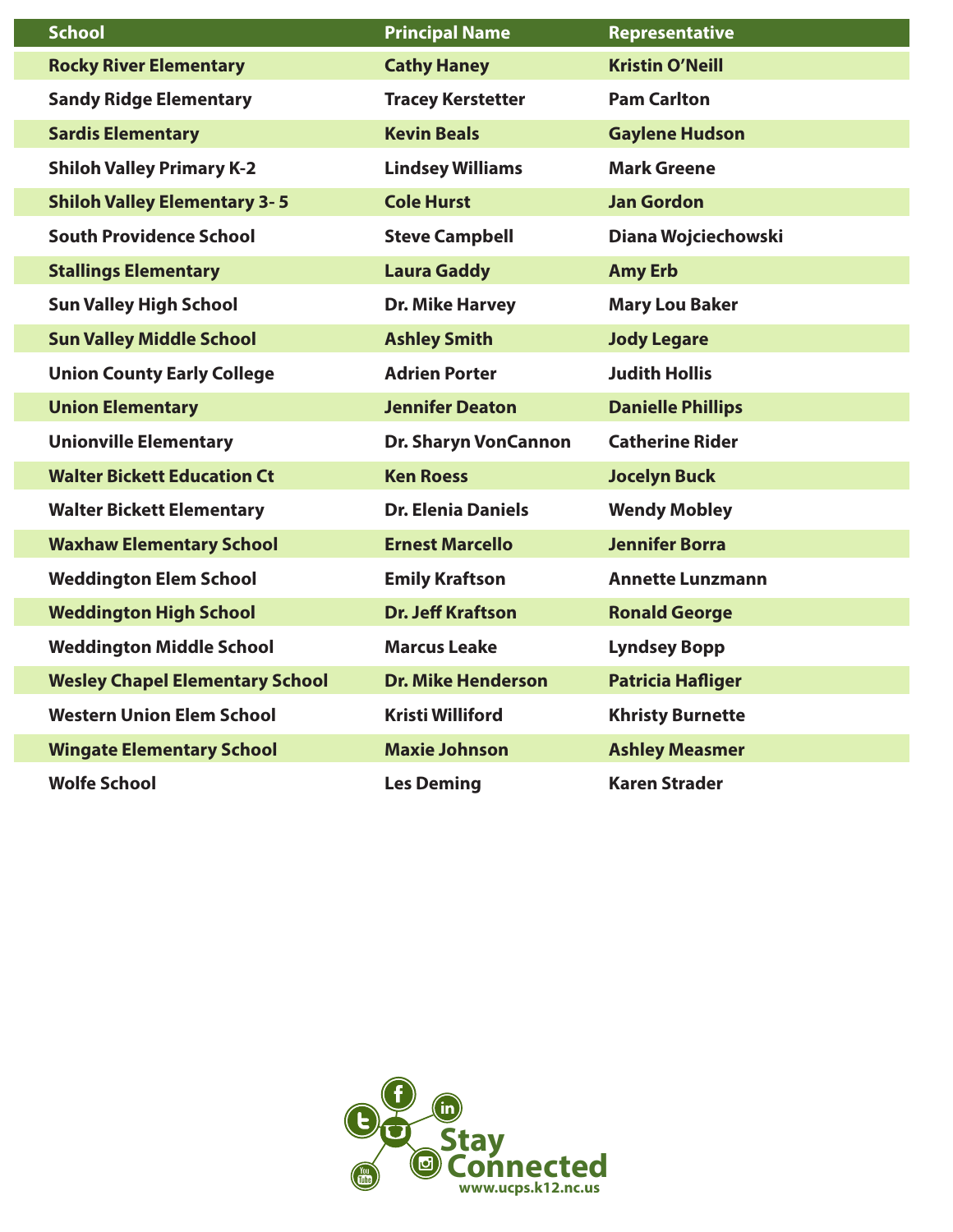| School | Principal Name | Representative |
|---|---|---|
| Rocky River Elementary | Cathy Haney | Kristin O'Neill |
| Sandy Ridge Elementary | Tracey Kerstetter | Pam Carlton |
| Sardis Elementary | Kevin Beals | Gaylene Hudson |
| Shiloh Valley Primary K-2 | Lindsey Williams | Mark Greene |
| Shiloh Valley Elementary 3- 5 | Cole Hurst | Jan Gordon |
| South Providence School | Steve Campbell | Diana Wojciechowski |
| Stallings Elementary | Laura Gaddy | Amy Erb |
| Sun Valley High School | Dr. Mike Harvey | Mary Lou Baker |
| Sun Valley Middle School | Ashley Smith | Jody Legare |
| Union County Early College | Adrien Porter | Judith Hollis |
| Union Elementary | Jennifer Deaton | Danielle Phillips |
| Unionville Elementary | Dr. Sharyn VonCannon | Catherine Rider |
| Walter Bickett Education Ct | Ken Roess | Jocelyn Buck |
| Walter Bickett Elementary | Dr. Elenia Daniels | Wendy Mobley |
| Waxhaw Elementary School | Ernest Marcello | Jennifer Borra |
| Weddington Elem School | Emily Kraftson | Annette Lunzmann |
| Weddington High School | Dr. Jeff Kraftson | Ronald George |
| Weddington Middle School | Marcus Leake | Lyndsey Bopp |
| Wesley Chapel Elementary School | Dr. Mike Henderson | Patricia Hafliger |
| Western Union Elem School | Kristi Williford | Khristy Burnette |
| Wingate Elementary School | Maxie Johnson | Ashley Measmer |
| Wolfe School | Les Deming | Karen Strader |

Stay Connected
www.ucps.k12.nc.us